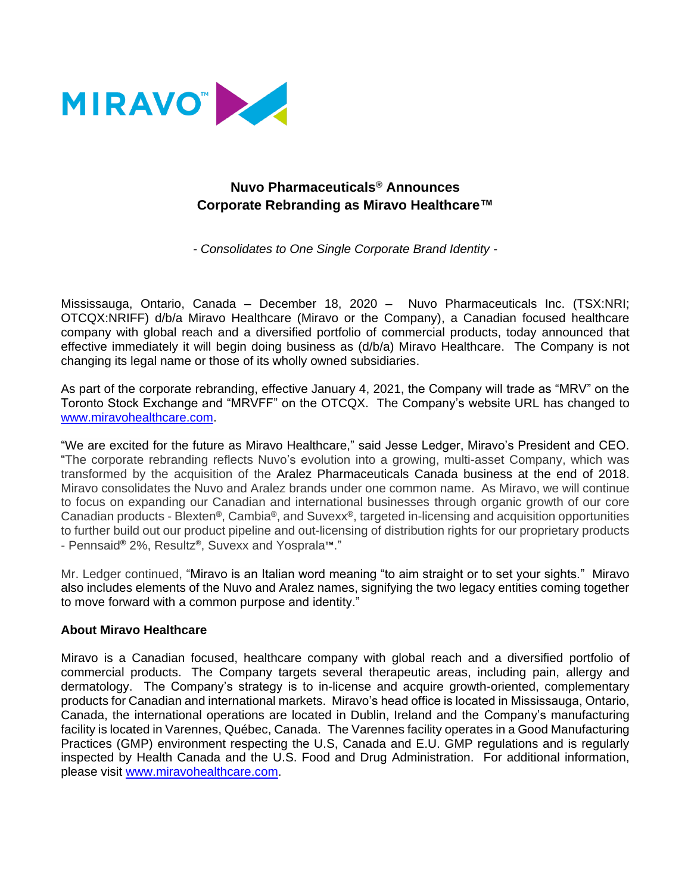MIRAVO™

**Nuvo Pharmaceuticals® Announces**
**Corporate Rebranding as Miravo Healthcare™**

*- Consolidates to One Single Corporate Brand Identity -*

Mississauga, Ontario, Canada – December 18, 2020 – Nuvo Pharmaceuticals Inc. (TSX:NRI; OTCQX:NRIFF) d/b/a Miravo Healthcare (Miravo or the Company), a Canadian focused healthcare company with global reach and a diversified portfolio of commercial products, today announced that effective immediately it will begin doing business as (d/b/a) Miravo Healthcare. The Company is not changing its legal name or those of its wholly owned subsidiaries.

As part of the corporate rebranding, effective January 4, 2021, the Company will trade as "MRV" on the Toronto Stock Exchange and "MRVFF" on the OTCQX. The Company's website URL has changed to www.miravohealthcare.com.

"We are excited for the future as Miravo Healthcare," said Jesse Ledger, Miravo's President and CEO. "The corporate rebranding reflects Nuvo's evolution into a growing, multi-asset Company, which was transformed by the acquisition of the Aralez Pharmaceuticals Canada business at the end of 2018. Miravo consolidates the Nuvo and Aralez brands under one common name. As Miravo, we will continue to focus on expanding our Canadian and international businesses through organic growth of our core Canadian products - Blexten®, Cambia®, and Suvexx®, targeted in-licensing and acquisition opportunities to further build out our product pipeline and out-licensing of distribution rights for our proprietary products - Pennsaid® 2%, Resultz®, Suvexx and Yosprala™."

Mr. Ledger continued, "Miravo is an Italian word meaning "to aim straight or to set your sights." Miravo also includes elements of the Nuvo and Aralez names, signifying the two legacy entities coming together to move forward with a common purpose and identity."

**About Miravo Healthcare**

Miravo is a Canadian focused, healthcare company with global reach and a diversified portfolio of commercial products. The Company targets several therapeutic areas, including pain, allergy and dermatology. The Company's strategy is to in-license and acquire growth-oriented, complementary products for Canadian and international markets. Miravo's head office is located in Mississauga, Ontario, Canada, the international operations are located in Dublin, Ireland and the Company's manufacturing facility is located in Varennes, Québec, Canada. The Varennes facility operates in a Good Manufacturing Practices (GMP) environment respecting the U.S, Canada and E.U. GMP regulations and is regularly inspected by Health Canada and the U.S. Food and Drug Administration. For additional information, please visit www.miravohealthcare.com.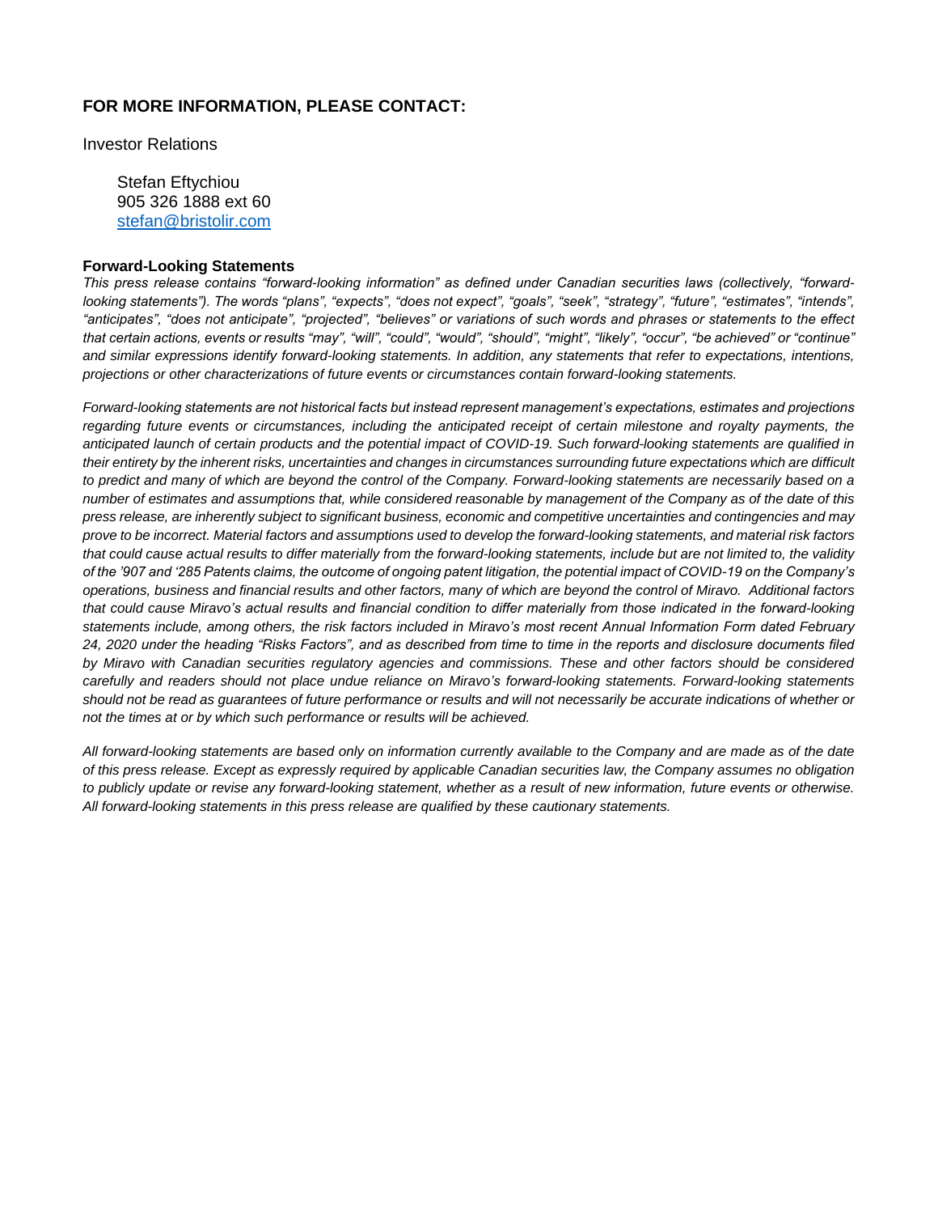## FOR MORE INFORMATION, PLEASE CONTACT:

Investor Relations

Stefan Eftychiou
905 326 1888 ext 60
[stefan@bristolir.com](mailto:stefan@bristolir.com)

**Forward-Looking Statements**

*This press release contains "forward-looking information" as defined under Canadian securities laws (collectively, "forward-looking statements"). The words "plans", "expects", "does not expect", "goals", "seek", "strategy", "future", "estimates", "intends", "anticipates", "does not anticipate", "projected", "believes" or variations of such words and phrases or statements to the effect that certain actions, events or results "may", "will", "could", "would", "should", "might", "likely", "occur", "be achieved" or "continue" and similar expressions identify forward-looking statements. In addition, any statements that refer to expectations, intentions, projections or other characterizations of future events or circumstances contain forward-looking statements.*

*Forward-looking statements are not historical facts but instead represent management's expectations, estimates and projections regarding future events or circumstances, including the anticipated receipt of certain milestone and royalty payments, the anticipated launch of certain products and the potential impact of COVID-19. Such forward-looking statements are qualified in their entirety by the inherent risks, uncertainties and changes in circumstances surrounding future expectations which are difficult to predict and many of which are beyond the control of the Company. Forward-looking statements are necessarily based on a number of estimates and assumptions that, while considered reasonable by management of the Company as of the date of this press release, are inherently subject to significant business, economic and competitive uncertainties and contingencies and may prove to be incorrect. Material factors and assumptions used to develop the forward-looking statements, and material risk factors that could cause actual results to differ materially from the forward-looking statements, include but are not limited to, the validity of the '907 and '285 Patents claims, the outcome of ongoing patent litigation, the potential impact of COVID-19 on the Company's operations, business and financial results and other factors, many of which are beyond the control of Miravo. Additional factors that could cause Miravo's actual results and financial condition to differ materially from those indicated in the forward-looking statements include, among others, the risk factors included in Miravo's most recent Annual Information Form dated February 24, 2020 under the heading "Risks Factors", and as described from time to time in the reports and disclosure documents filed by Miravo with Canadian securities regulatory agencies and commissions. These and other factors should be considered carefully and readers should not place undue reliance on Miravo's forward-looking statements. Forward-looking statements should not be read as guarantees of future performance or results and will not necessarily be accurate indications of whether or not the times at or by which such performance or results will be achieved.*

*All forward-looking statements are based only on information currently available to the Company and are made as of the date of this press release. Except as expressly required by applicable Canadian securities law, the Company assumes no obligation to publicly update or revise any forward-looking statement, whether as a result of new information, future events or otherwise. All forward-looking statements in this press release are qualified by these cautionary statements.*